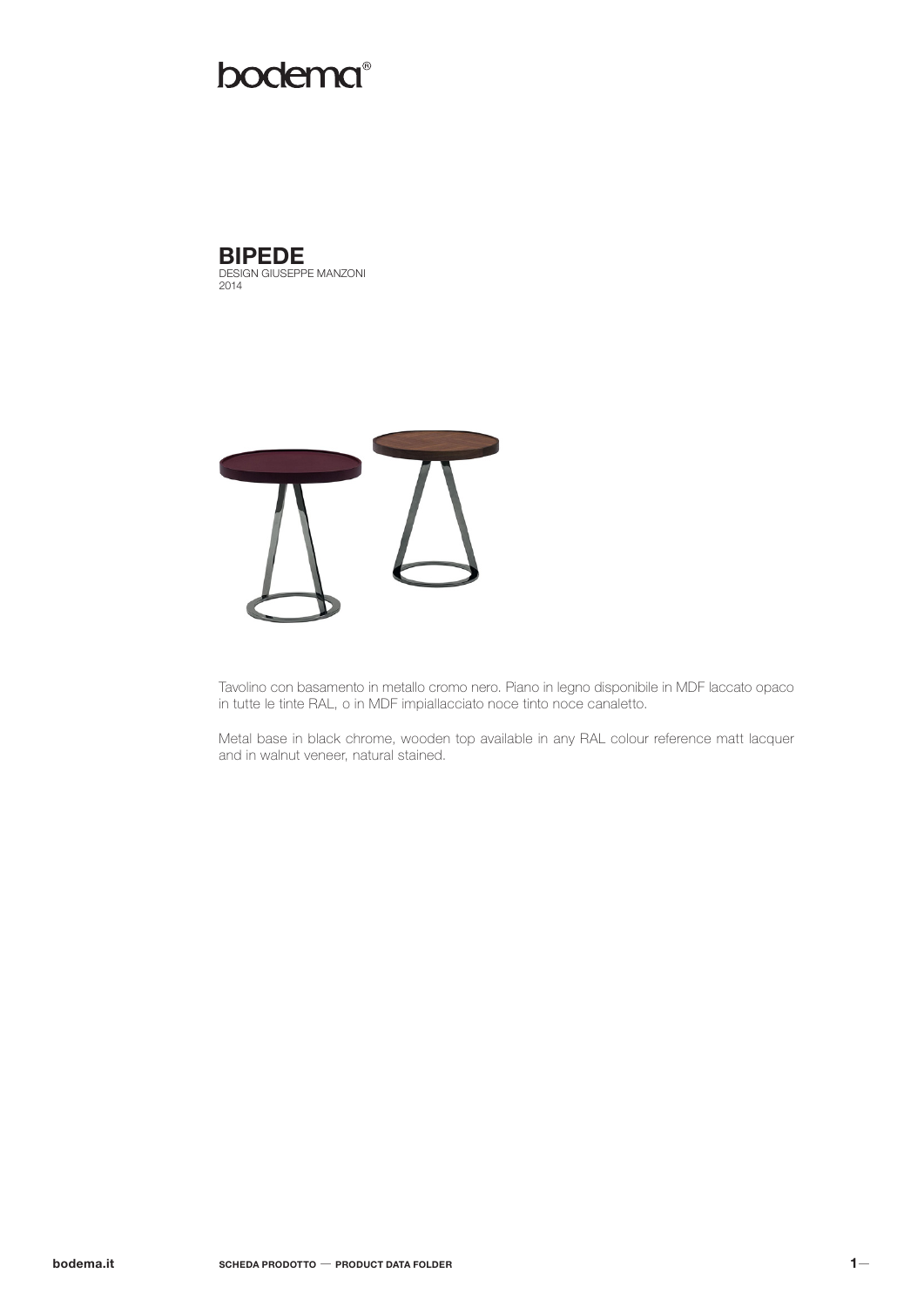bodema®

# BIPEDE

DESIGN GIUSEPPE MANZONI
2014

Tavolino con basamento in metallo cromo nero. Piano in legno disponibile in MDF laccato opaco in tutte le tinte RAL, o in MDF impiallacciato noce tinto noce canaletto.

Metal base in black chrome, wooden top available in any RAL colour reference matt lacquer and in walnut veneer, natural stained.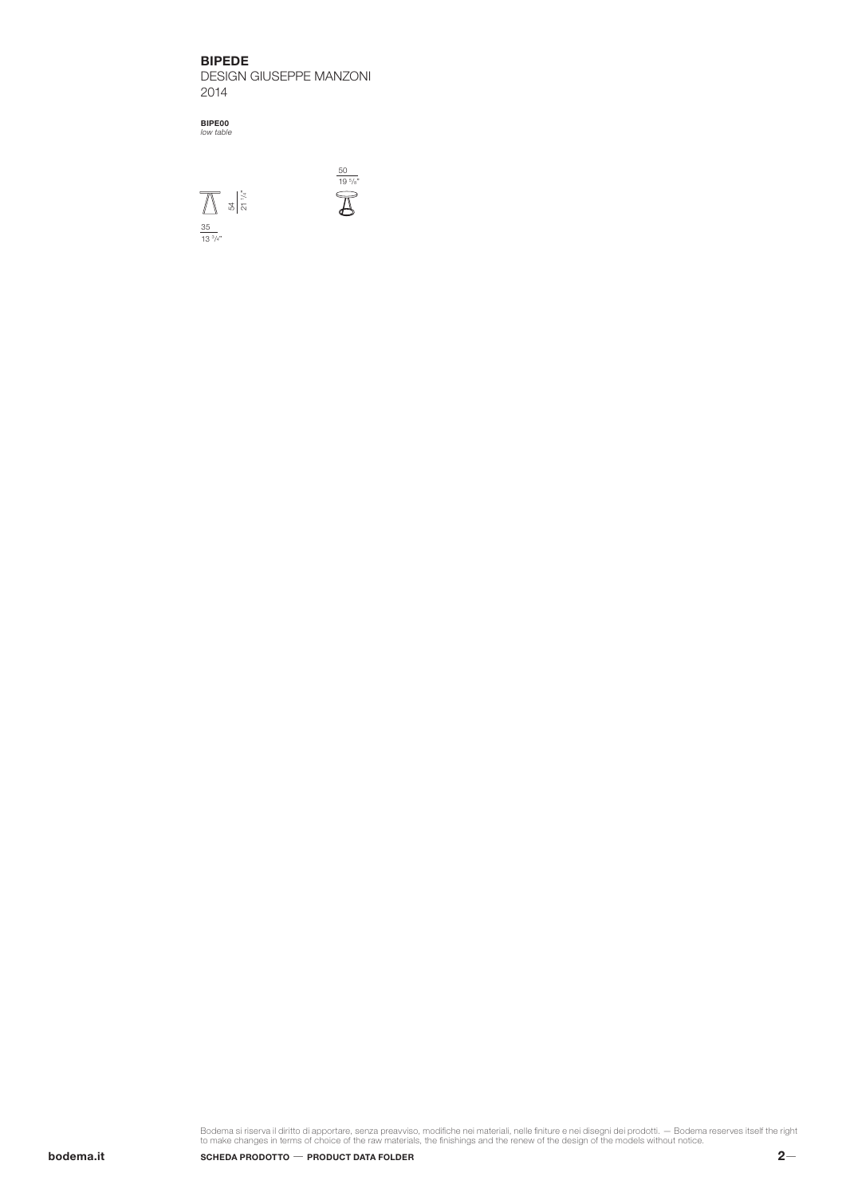## BIPEDE

DESIGN GIUSEPPE MANZONI

2014

**BIPE00**
*low table*

54 — 21 1/4"

35 — 13 3/4"

50 — 19 5/8"

Bodema si riserva il diritto di apportare, senza preavviso, modifiche nei materiali, nelle finiture e nei disegni dei prodotti. — Bodema reserves itself the right to make changes in terms of choice of the raw materials, the finishings and the renew of the design of the models without notice.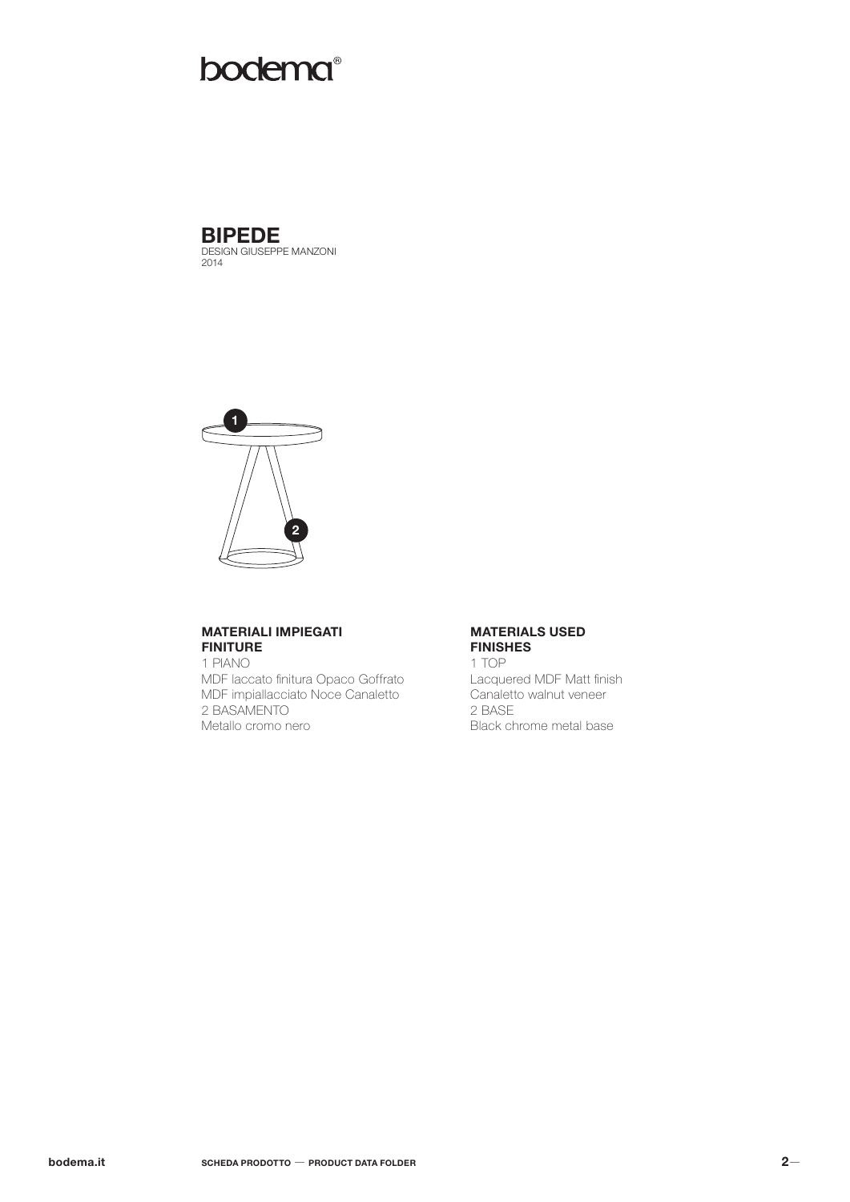bodema®

# BIPEDE

DESIGN GIUSEPPE MANZONI
2014

1

2

**MATERIALI IMPIEGATI**
**FINITURE**

1 PIANO
MDF laccato finitura Opaco Goffrato
MDF impiallacciato Noce Canaletto
2 BASAMENTO
Metallo cromo nero

**MATERIALS USED**
**FINISHES**

1 TOP
Lacquered MDF Matt finish
Canaletto walnut veneer
2 BASE
Black chrome metal base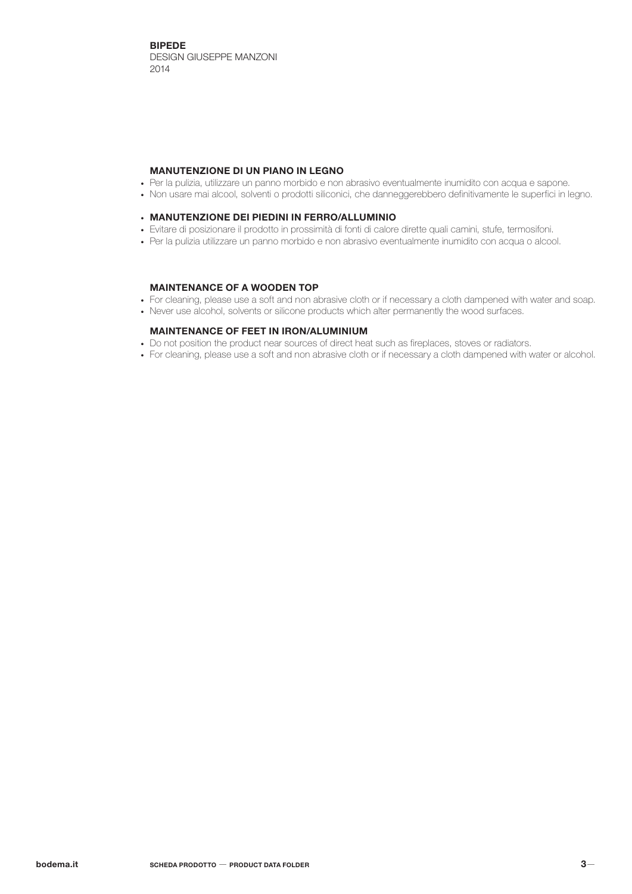**BIPEDE**
DESIGN GIUSEPPE MANZONI
2014

### MANUTENZIONE DI UN PIANO IN LEGNO

- Per la pulizia, utilizzare un panno morbido e non abrasivo eventualmente inumidito con acqua e sapone.
- Non usare mai alcool, solventi o prodotti siliconici, che danneggerebbero definitivamente le superfici in legno.

### MANUTENZIONE DEI PIEDINI IN FERRO/ALLUMINIO

- Evitare di posizionare il prodotto in prossimità di fonti di calore dirette quali camini, stufe, termosifoni.
- Per la pulizia utilizzare un panno morbido e non abrasivo eventualmente inumidito con acqua o alcool.

### MAINTENANCE OF A WOODEN TOP

- For cleaning, please use a soft and non abrasive cloth or if necessary a cloth dampened with water and soap.
- Never use alcohol, solvents or silicone products which alter permanently the wood surfaces.

### MAINTENANCE OF FEET IN IRON/ALUMINIUM

- Do not position the product near sources of direct heat such as fireplaces, stoves or radiators.
- For cleaning, please use a soft and non abrasive cloth or if necessary a cloth dampened with water or alcohol.